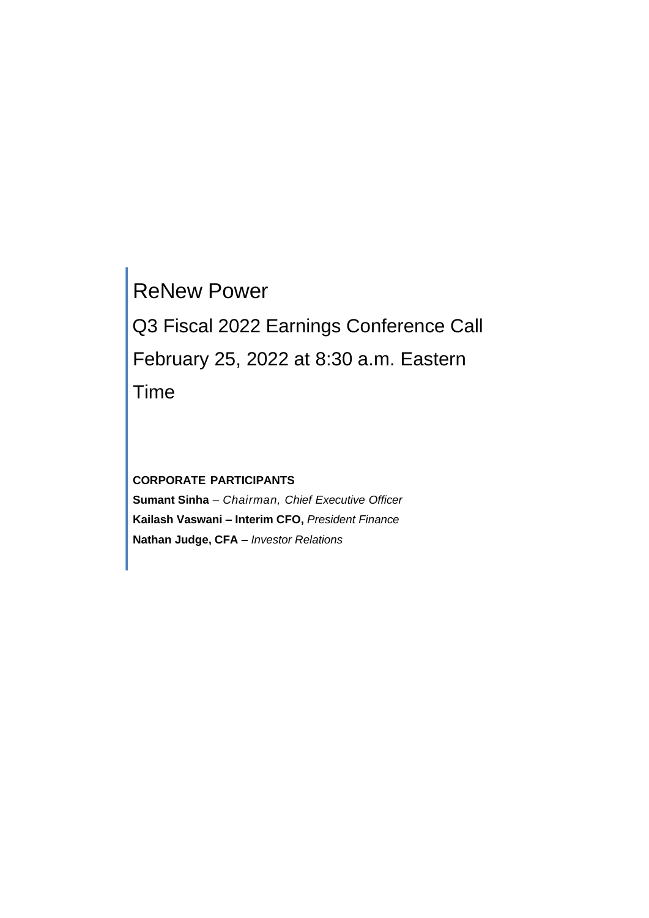# ReNew Power

## Q3 Fiscal 2022 Earnings Conference Call

## February 25, 2022 at 8:30 a.m. Eastern Time

**CORPORATE PARTICIPANTS**

**Sumant Sinha** – *Chairman, Chief Executive Officer*

**Kailash Vaswani – Interim CFO,** *President Finance*

**Nathan Judge, CFA –** *Investor Relations*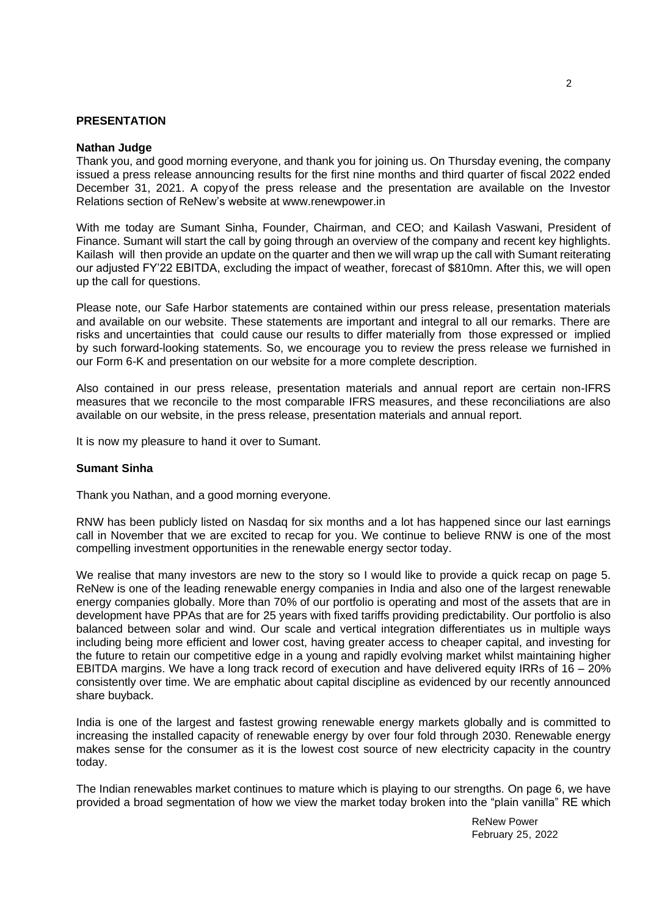## PRESENTATION

**Nathan Judge**

Thank you, and good morning everyone, and thank you for joining us. On Thursday evening, the company issued a press release announcing results for the first nine months and third quarter of fiscal 2022 ended December 31, 2021. A copy of the press release and the presentation are available on the Investor Relations section of ReNew's website at www.renewpower.in

With me today are Sumant Sinha, Founder, Chairman, and CEO; and Kailash Vaswani, President of Finance. Sumant will start the call by going through an overview of the company and recent key highlights. Kailash will then provide an update on the quarter and then we will wrap up the call with Sumant reiterating our adjusted FY'22 EBITDA, excluding the impact of weather, forecast of $810mn. After this, we will open up the call for questions.

Please note, our Safe Harbor statements are contained within our press release, presentation materials and available on our website. These statements are important and integral to all our remarks. There are risks and uncertainties that could cause our results to differ materially from those expressed or implied by such forward-looking statements. So, we encourage you to review the press release we furnished in our Form 6-K and presentation on our website for a more complete description.

Also contained in our press release, presentation materials and annual report are certain non-IFRS measures that we reconcile to the most comparable IFRS measures, and these reconciliations are also available on our website, in the press release, presentation materials and annual report.

It is now my pleasure to hand it over to Sumant.

**Sumant Sinha**

Thank you Nathan, and a good morning everyone.

RNW has been publicly listed on Nasdaq for six months and a lot has happened since our last earnings call in November that we are excited to recap for you. We continue to believe RNW is one of the most compelling investment opportunities in the renewable energy sector today.

We realise that many investors are new to the story so I would like to provide a quick recap on page 5. ReNew is one of the leading renewable energy companies in India and also one of the largest renewable energy companies globally. More than 70% of our portfolio is operating and most of the assets that are in development have PPAs that are for 25 years with fixed tariffs providing predictability. Our portfolio is also balanced between solar and wind. Our scale and vertical integration differentiates us in multiple ways including being more efficient and lower cost, having greater access to cheaper capital, and investing for the future to retain our competitive edge in a young and rapidly evolving market whilst maintaining higher EBITDA margins. We have a long track record of execution and have delivered equity IRRs of 16 – 20% consistently over time. We are emphatic about capital discipline as evidenced by our recently announced share buyback.

India is one of the largest and fastest growing renewable energy markets globally and is committed to increasing the installed capacity of renewable energy by over four fold through 2030. Renewable energy makes sense for the consumer as it is the lowest cost source of new electricity capacity in the country today.

The Indian renewables market continues to mature which is playing to our strengths. On page 6, we have provided a broad segmentation of how we view the market today broken into the "plain vanilla" RE which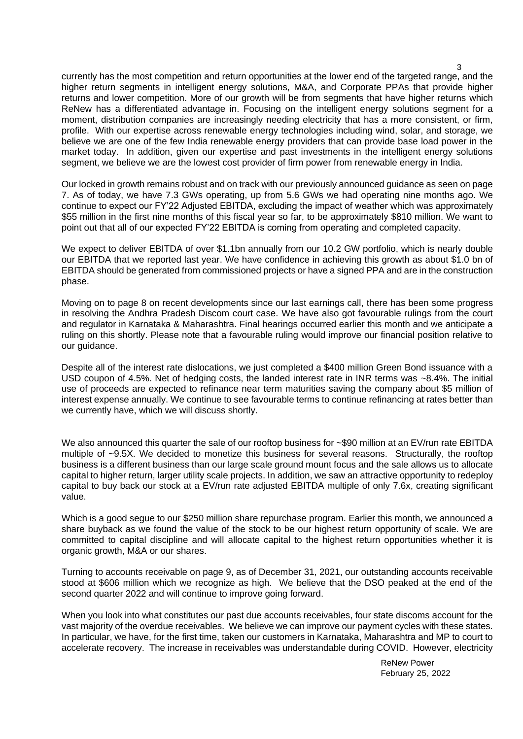currently has the most competition and return opportunities at the lower end of the targeted range, and the higher return segments in intelligent energy solutions, M&A, and Corporate PPAs that provide higher returns and lower competition. More of our growth will be from segments that have higher returns which ReNew has a differentiated advantage in. Focusing on the intelligent energy solutions segment for a moment, distribution companies are increasingly needing electricity that has a more consistent, or firm, profile. With our expertise across renewable energy technologies including wind, solar, and storage, we believe we are one of the few India renewable energy providers that can provide base load power in the market today. In addition, given our expertise and past investments in the intelligent energy solutions segment, we believe we are the lowest cost provider of firm power from renewable energy in India.

Our locked in growth remains robust and on track with our previously announced guidance as seen on page 7. As of today, we have 7.3 GWs operating, up from 5.6 GWs we had operating nine months ago. We continue to expect our FY'22 Adjusted EBITDA, excluding the impact of weather which was approximately \$55 million in the first nine months of this fiscal year so far, to be approximately \$810 million. We want to point out that all of our expected FY'22 EBITDA is coming from operating and completed capacity.

We expect to deliver EBITDA of over \$1.1bn annually from our 10.2 GW portfolio, which is nearly double our EBITDA that we reported last year. We have confidence in achieving this growth as about \$1.0 bn of EBITDA should be generated from commissioned projects or have a signed PPA and are in the construction phase.

Moving on to page 8 on recent developments since our last earnings call, there has been some progress in resolving the Andhra Pradesh Discom court case. We have also got favourable rulings from the court and regulator in Karnataka & Maharashtra. Final hearings occurred earlier this month and we anticipate a ruling on this shortly. Please note that a favourable ruling would improve our financial position relative to our guidance.

Despite all of the interest rate dislocations, we just completed a \$400 million Green Bond issuance with a USD coupon of 4.5%. Net of hedging costs, the landed interest rate in INR terms was ~8.4%. The initial use of proceeds are expected to refinance near term maturities saving the company about \$5 million of interest expense annually. We continue to see favourable terms to continue refinancing at rates better than we currently have, which we will discuss shortly.

We also announced this quarter the sale of our rooftop business for ~\$90 million at an EV/run rate EBITDA multiple of ~9.5X. We decided to monetize this business for several reasons. Structurally, the rooftop business is a different business than our large scale ground mount focus and the sale allows us to allocate capital to higher return, larger utility scale projects. In addition, we saw an attractive opportunity to redeploy capital to buy back our stock at a EV/run rate adjusted EBITDA multiple of only 7.6x, creating significant value.

Which is a good segue to our \$250 million share repurchase program. Earlier this month, we announced a share buyback as we found the value of the stock to be our highest return opportunity of scale. We are committed to capital discipline and will allocate capital to the highest return opportunities whether it is organic growth, M&A or our shares.

Turning to accounts receivable on page 9, as of December 31, 2021, our outstanding accounts receivable stood at \$606 million which we recognize as high. We believe that the DSO peaked at the end of the second quarter 2022 and will continue to improve going forward.

When you look into what constitutes our past due accounts receivables, four state discoms account for the vast majority of the overdue receivables. We believe we can improve our payment cycles with these states. In particular, we have, for the first time, taken our customers in Karnataka, Maharashtra and MP to court to accelerate recovery. The increase in receivables was understandable during COVID. However, electricity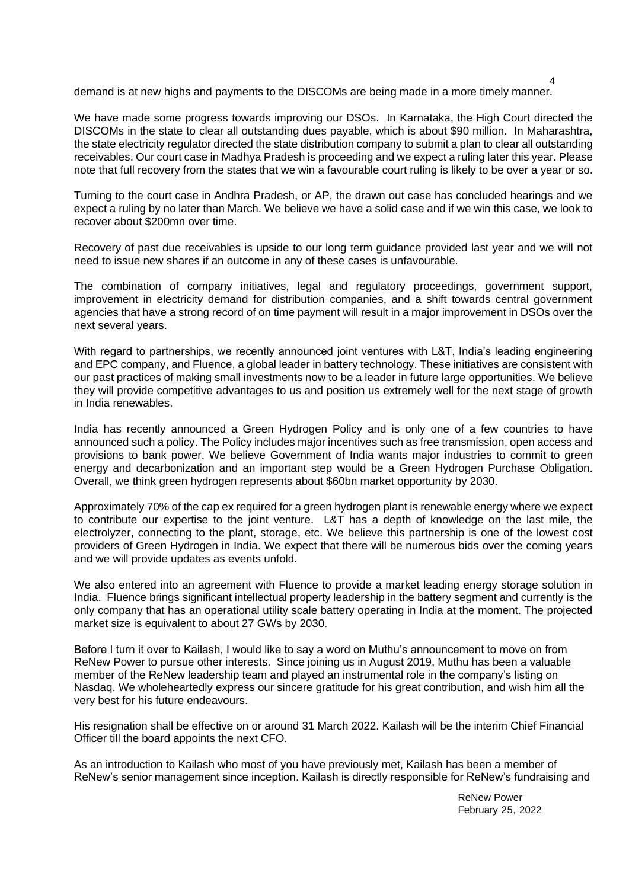demand is at new highs and payments to the DISCOMs are being made in a more timely manner.

We have made some progress towards improving our DSOs. In Karnataka, the High Court directed the DISCOMs in the state to clear all outstanding dues payable, which is about $90 million. In Maharashtra, the state electricity regulator directed the state distribution company to submit a plan to clear all outstanding receivables. Our court case in Madhya Pradesh is proceeding and we expect a ruling later this year. Please note that full recovery from the states that we win a favourable court ruling is likely to be over a year or so.

Turning to the court case in Andhra Pradesh, or AP, the drawn out case has concluded hearings and we expect a ruling by no later than March. We believe we have a solid case and if we win this case, we look to recover about $200mn over time.

Recovery of past due receivables is upside to our long term guidance provided last year and we will not need to issue new shares if an outcome in any of these cases is unfavourable.

The combination of company initiatives, legal and regulatory proceedings, government support, improvement in electricity demand for distribution companies, and a shift towards central government agencies that have a strong record of on time payment will result in a major improvement in DSOs over the next several years.

With regard to partnerships, we recently announced joint ventures with L&T, India's leading engineering and EPC company, and Fluence, a global leader in battery technology. These initiatives are consistent with our past practices of making small investments now to be a leader in future large opportunities. We believe they will provide competitive advantages to us and position us extremely well for the next stage of growth in India renewables.

India has recently announced a Green Hydrogen Policy and is only one of a few countries to have announced such a policy. The Policy includes major incentives such as free transmission, open access and provisions to bank power. We believe Government of India wants major industries to commit to green energy and decarbonization and an important step would be a Green Hydrogen Purchase Obligation. Overall, we think green hydrogen represents about $60bn market opportunity by 2030.

Approximately 70% of the cap ex required for a green hydrogen plant is renewable energy where we expect to contribute our expertise to the joint venture. L&T has a depth of knowledge on the last mile, the electrolyzer, connecting to the plant, storage, etc. We believe this partnership is one of the lowest cost providers of Green Hydrogen in India. We expect that there will be numerous bids over the coming years and we will provide updates as events unfold.

We also entered into an agreement with Fluence to provide a market leading energy storage solution in India. Fluence brings significant intellectual property leadership in the battery segment and currently is the only company that has an operational utility scale battery operating in India at the moment. The projected market size is equivalent to about 27 GWs by 2030.

Before I turn it over to Kailash, I would like to say a word on Muthu's announcement to move on from ReNew Power to pursue other interests. Since joining us in August 2019, Muthu has been a valuable member of the ReNew leadership team and played an instrumental role in the company's listing on Nasdaq. We wholeheartedly express our sincere gratitude for his great contribution, and wish him all the very best for his future endeavours.

His resignation shall be effective on or around 31 March 2022. Kailash will be the interim Chief Financial Officer till the board appoints the next CFO.

As an introduction to Kailash who most of you have previously met, Kailash has been a member of ReNew's senior management since inception. Kailash is directly responsible for ReNew's fundraising and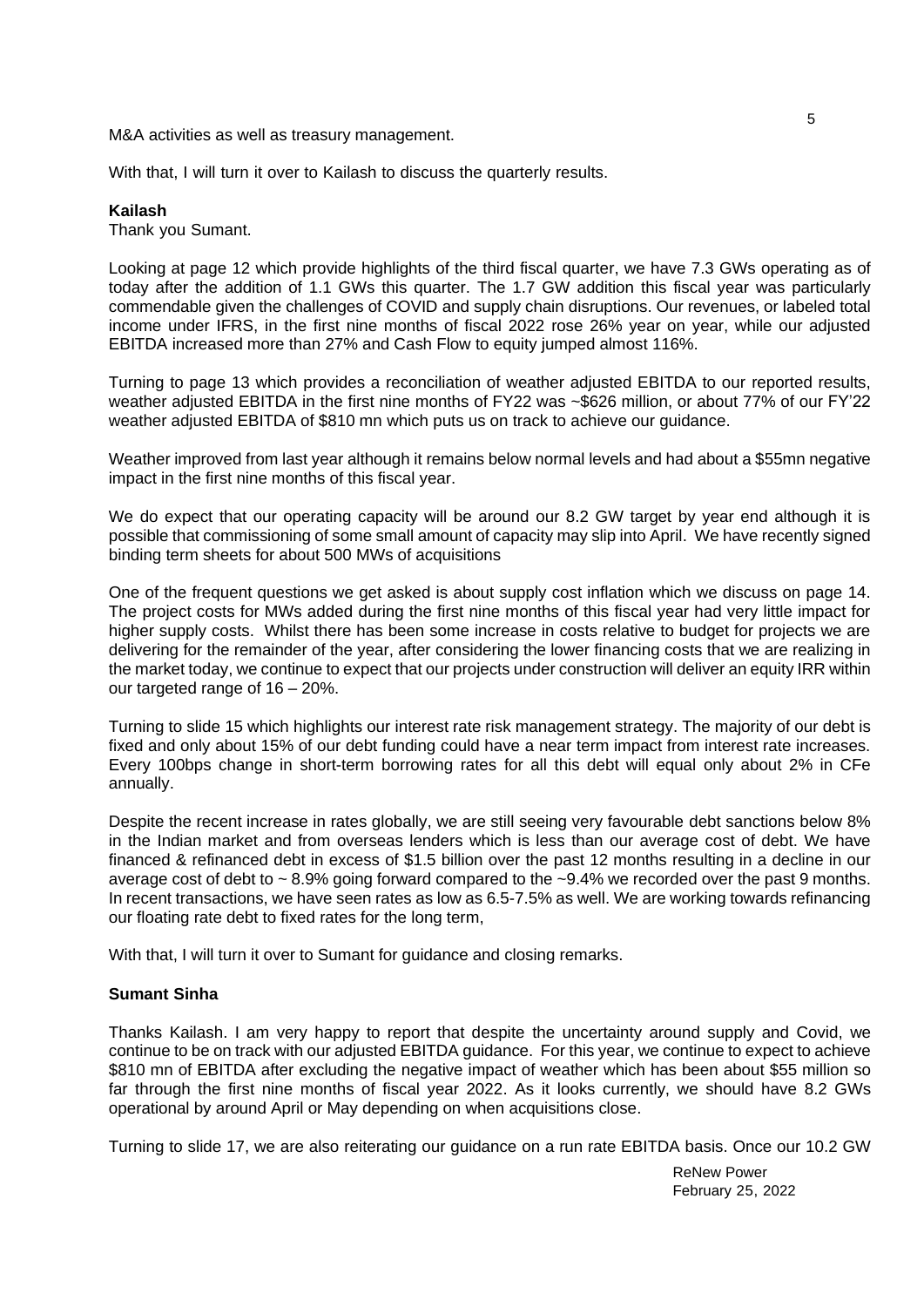M&A activities as well as treasury management.

With that, I will turn it over to Kailash to discuss the quarterly results.

**Kailash**
Thank you Sumant.

Looking at page 12 which provide highlights of the third fiscal quarter, we have 7.3 GWs operating as of today after the addition of 1.1 GWs this quarter. The 1.7 GW addition this fiscal year was particularly commendable given the challenges of COVID and supply chain disruptions. Our revenues, or labeled total income under IFRS, in the first nine months of fiscal 2022 rose 26% year on year, while our adjusted EBITDA increased more than 27% and Cash Flow to equity jumped almost 116%.

Turning to page 13 which provides a reconciliation of weather adjusted EBITDA to our reported results, weather adjusted EBITDA in the first nine months of FY22 was ~$626 million, or about 77% of our FY'22 weather adjusted EBITDA of $810 mn which puts us on track to achieve our guidance.

Weather improved from last year although it remains below normal levels and had about a $55mn negative impact in the first nine months of this fiscal year.

We do expect that our operating capacity will be around our 8.2 GW target by year end although it is possible that commissioning of some small amount of capacity may slip into April. We have recently signed binding term sheets for about 500 MWs of acquisitions

One of the frequent questions we get asked is about supply cost inflation which we discuss on page 14. The project costs for MWs added during the first nine months of this fiscal year had very little impact for higher supply costs. Whilst there has been some increase in costs relative to budget for projects we are delivering for the remainder of the year, after considering the lower financing costs that we are realizing in the market today, we continue to expect that our projects under construction will deliver an equity IRR within our targeted range of 16 – 20%.

Turning to slide 15 which highlights our interest rate risk management strategy. The majority of our debt is fixed and only about 15% of our debt funding could have a near term impact from interest rate increases. Every 100bps change in short-term borrowing rates for all this debt will equal only about 2% in CFe annually.

Despite the recent increase in rates globally, we are still seeing very favourable debt sanctions below 8% in the Indian market and from overseas lenders which is less than our average cost of debt. We have financed & refinanced debt in excess of $1.5 billion over the past 12 months resulting in a decline in our average cost of debt to ~ 8.9% going forward compared to the ~9.4% we recorded over the past 9 months. In recent transactions, we have seen rates as low as 6.5-7.5% as well. We are working towards refinancing our floating rate debt to fixed rates for the long term,

With that, I will turn it over to Sumant for guidance and closing remarks.

**Sumant Sinha**

Thanks Kailash. I am very happy to report that despite the uncertainty around supply and Covid, we continue to be on track with our adjusted EBITDA guidance. For this year, we continue to expect to achieve $810 mn of EBITDA after excluding the negative impact of weather which has been about $55 million so far through the first nine months of fiscal year 2022. As it looks currently, we should have 8.2 GWs operational by around April or May depending on when acquisitions close.

Turning to slide 17, we are also reiterating our guidance on a run rate EBITDA basis. Once our 10.2 GW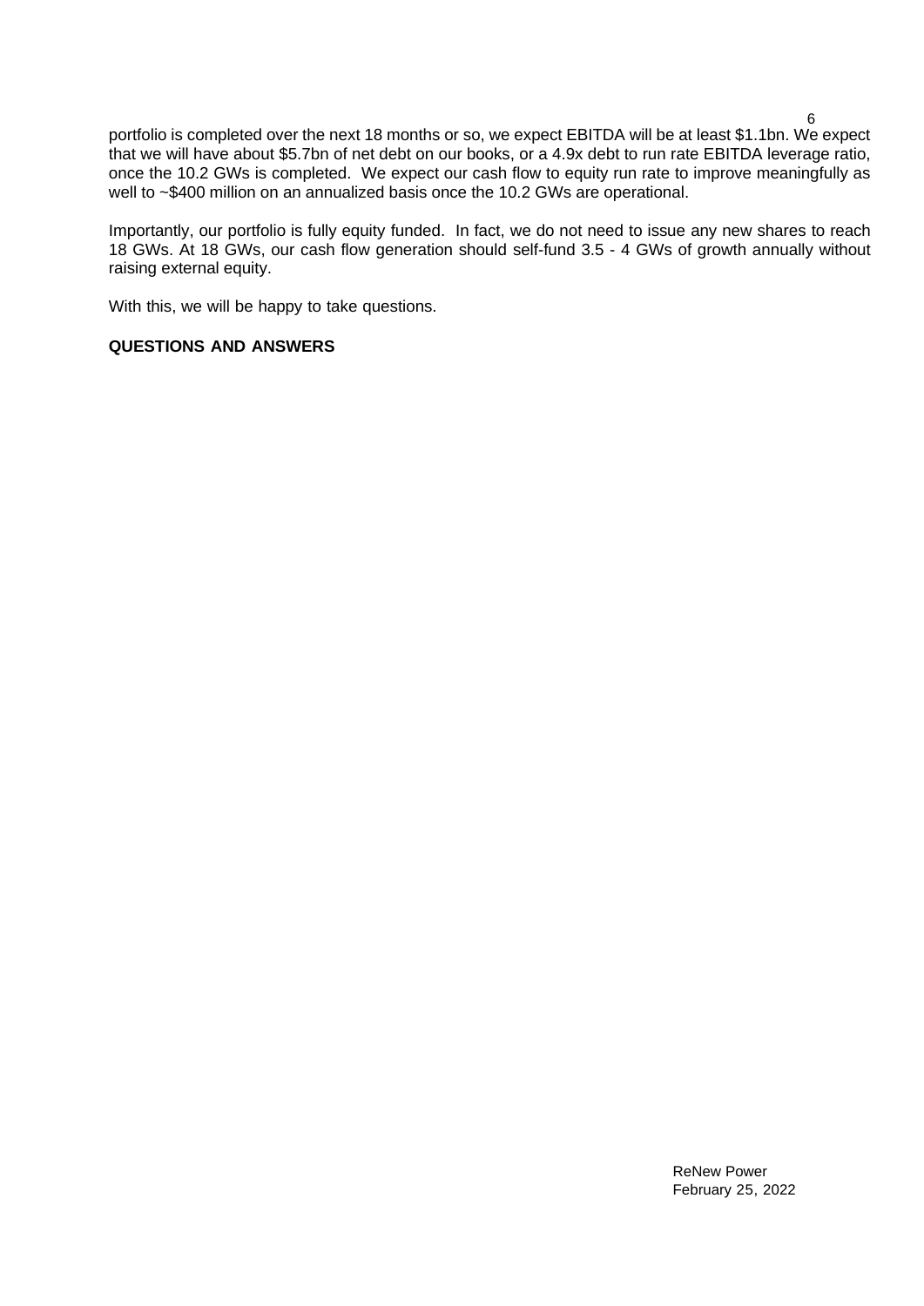portfolio is completed over the next 18 months or so, we expect EBITDA will be at least $1.1bn. We expect that we will have about $5.7bn of net debt on our books, or a 4.9x debt to run rate EBITDA leverage ratio, once the 10.2 GWs is completed. We expect our cash flow to equity run rate to improve meaningfully as well to ~$400 million on an annualized basis once the 10.2 GWs are operational.

Importantly, our portfolio is fully equity funded. In fact, we do not need to issue any new shares to reach 18 GWs. At 18 GWs, our cash flow generation should self-fund 3.5 - 4 GWs of growth annually without raising external equity.

With this, we will be happy to take questions.

**QUESTIONS AND ANSWERS**